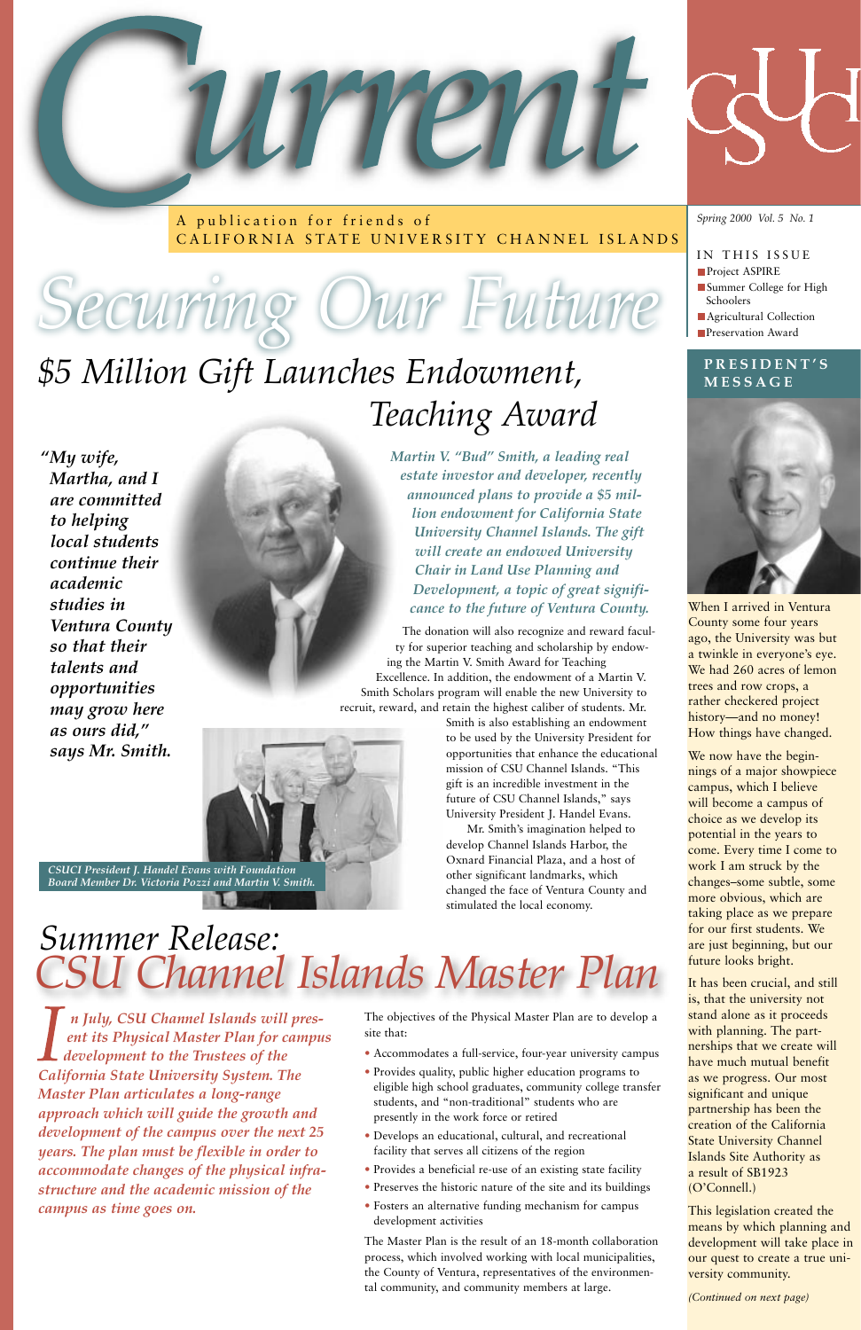# Current

A publication for friends of CALIFORNIA STATE UNIVERSITY CHANNEL ISLANDS

Spring 2000 Vol. 5 No. 1

**IN THIS ISSUE**

- Project ASPIRE
- Summer College for High Schoolers
- Agricultural Collection
- Preservation Award

# Securing Our Future

## $5 Million Gift Launches Endowment, Teaching Award

***"My wife, Martha, and I are committed to helping local students continue their academic studies in Ventura County so that their talents and opportunities may grow here as ours did," says Mr. Smith.***

*Martin V. "Bud" Smith, a leading real estate investor and developer, recently announced plans to provide a $5 million endowment for California State University Channel Islands. The gift will create an endowed University Chair in Land Use Planning and Development, a topic of great significance to the future of Ventura County.*

The donation will also recognize and reward faculty for superior teaching and scholarship by endowing the Martin V. Smith Award for Teaching Excellence. In addition, the endowment of a Martin V. Smith Scholars program will enable the new University to recruit, reward, and retain the highest caliber of students. Mr. Smith is also establishing an endowment to be used by the University President for opportunities that enhance the educational mission of CSU Channel Islands. "This gift is an incredible investment in the future of CSU Channel Islands," says University President J. Handel Evans.

Mr. Smith's imagination helped to develop Channel Islands Harbor, the Oxnard Financial Plaza, and a host of other significant landmarks, which changed the face of Ventura County and stimulated the local economy.

*CSUCI President J. Handel Evans with Foundation Board Member Dr. Victoria Pozzi and Martin V. Smith.*

## Summer Release: CSU Channel Islands Master Plan

*In July, CSU Channel Islands will present its Physical Master Plan for campus development to the Trustees of the California State University System. The Master Plan articulates a long-range approach which will guide the growth and development of the campus over the next 25 years. The plan must be flexible in order to accommodate changes of the physical infrastructure and the academic mission of the campus as time goes on.*

The objectives of the Physical Master Plan are to develop a site that:

- Accommodates a full-service, four-year university campus
- Provides quality, public higher education programs to eligible high school graduates, community college transfer students, and "non-traditional" students who are presently in the work force or retired
- Develops an educational, cultural, and recreational facility that serves all citizens of the region
- Provides a beneficial re-use of an existing state facility
- Preserves the historic nature of the site and its buildings
- Fosters an alternative funding mechanism for campus development activities

The Master Plan is the result of an 18-month collaboration process, which involved working with local municipalities, the County of Ventura, representatives of the environmental community, and community members at large.

## PRESIDENT'S MESSAGE

When I arrived in Ventura County some four years ago, the University was but a twinkle in everyone's eye. We had 260 acres of lemon trees and row crops, a rather checkered project history—and no money! How things have changed.

We now have the beginnings of a major showpiece campus, which I believe will become a campus of choice as we develop its potential in the years to come. Every time I come to work I am struck by the changes–some subtle, some more obvious, which are taking place as we prepare for our first students. We are just beginning, but our future looks bright.

It has been crucial, and still is, that the university not stand alone as it proceeds with planning. The partnerships that we create will have much mutual benefit as we progress. Our most significant and unique partnership has been the creation of the California State University Channel Islands Site Authority as a result of SB1923 (O'Connell.)

This legislation created the means by which planning and development will take place in our quest to create a true university community.

*(Continued on next page)*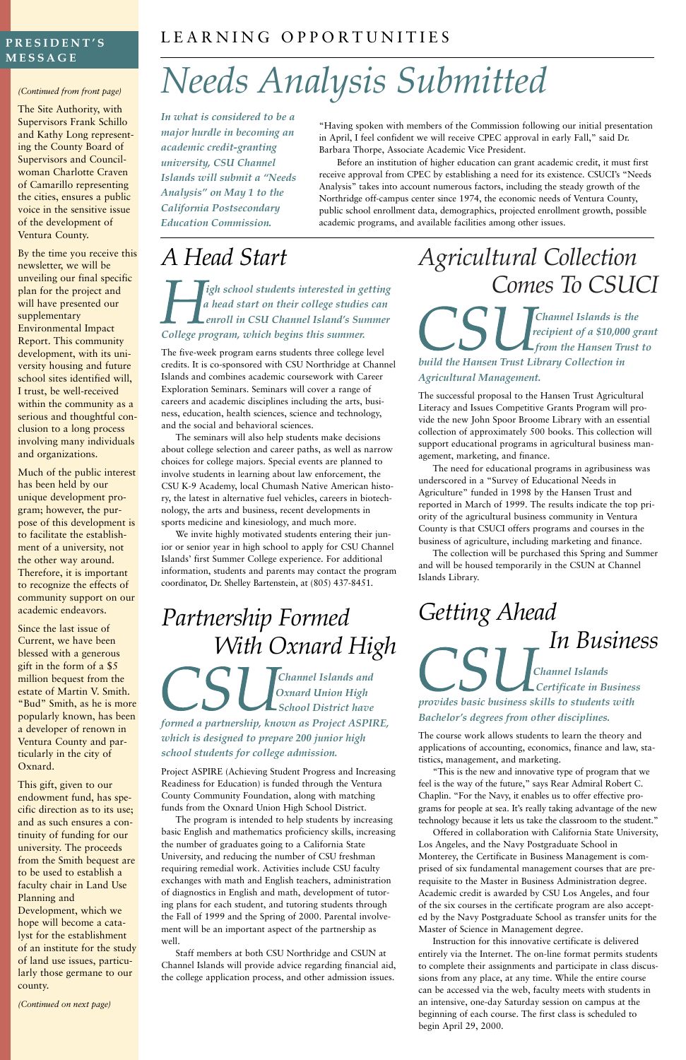## PRESIDENT'S MESSAGE

*(Continued from front page)*

The Site Authority, with Supervisors Frank Schillo and Kathy Long representing the County Board of Supervisors and Councilwoman Charlotte Craven of Camarillo representing the cities, ensures a public voice in the sensitive issue of the development of Ventura County.

By the time you receive this newsletter, we will be unveiling our final specific plan for the project and will have presented our supplementary Environmental Impact Report. This community development, with its university housing and future school sites identified will, I trust, be well-received within the community as a serious and thoughtful conclusion to a long process involving many individuals and organizations.

Much of the public interest has been held by our unique development program; however, the purpose of this development is to facilitate the establishment of a university, not the other way around. Therefore, it is important to recognize the effects of community support on our academic endeavors.

Since the last issue of Current, we have been blessed with a generous gift in the form of a $5 million bequest from the estate of Martin V. Smith. "Bud" Smith, as he is more popularly known, has been a developer of renown in Ventura County and particularly in the city of Oxnard.

This gift, given to our endowment fund, has specific direction as to its use; and as such ensures a continuity of funding for our university. The proceeds from the Smith bequest are to be used to establish a faculty chair in Land Use Planning and Development, which we hope will become a catalyst for the establishment of an institute for the study of land use issues, particularly those germane to our county.

*(Continued on next page)*

## LEARNING OPPORTUNITIES

# Needs Analysis Submitted

***In what is considered to be a major hurdle in becoming an academic credit-granting university, CSU Channel Islands will submit a "Needs Analysis" on May 1 to the California Postsecondary Education Commission.***

"Having spoken with members of the Commission following our initial presentation in April, I feel confident we will receive CPEC approval in early Fall," said Dr. Barbara Thorpe, Associate Academic Vice President.

Before an institution of higher education can grant academic credit, it must first receive approval from CPEC by establishing a need for its existence. CSUCI's "Needs Analysis" takes into account numerous factors, including the steady growth of the Northridge off-campus center since 1974, the economic needs of Ventura County, public school enrollment data, demographics, projected enrollment growth, possible academic programs, and available facilities among other issues.

# A Head Start

***High school students interested in getting a head start on their college studies can enroll in CSU Channel Island's Summer College program, which begins this summer.***

The five-week program earns students three college level credits. It is co-sponsored with CSU Northridge at Channel Islands and combines academic coursework with Career Exploration Seminars. Seminars will cover a range of careers and academic disciplines including the arts, business, education, health sciences, science and technology, and the social and behavioral sciences.

The seminars will also help students make decisions about college selection and career paths, as well as narrow choices for college majors. Special events are planned to involve students in learning about law enforcement, the CSU K-9 Academy, local Chumash Native American history, the latest in alternative fuel vehicles, careers in biotechnology, the arts and business, recent developments in sports medicine and kinesiology, and much more.

We invite highly motivated students entering their junior or senior year in high school to apply for CSU Channel Islands' first Summer College experience. For additional information, students and parents may contact the program coordinator, Dr. Shelley Bartenstein, at (805) 437-8451.

# Partnership Formed With Oxnard High

***CSU Channel Islands and Oxnard Union High School District have formed a partnership, known as Project ASPIRE, which is designed to prepare 200 junior high school students for college admission.***

Project ASPIRE (Achieving Student Progress and Increasing Readiness for Education) is funded through the Ventura County Community Foundation, along with matching funds from the Oxnard Union High School District.

The program is intended to help students by increasing basic English and mathematics proficiency skills, increasing the number of graduates going to a California State University, and reducing the number of CSU freshman requiring remedial work. Activities include CSU faculty exchanges with math and English teachers, administration of diagnostics in English and math, development of tutoring plans for each student, and tutoring students through the Fall of 1999 and the Spring of 2000. Parental involvement will be an important aspect of the partnership as well.

Staff members at both CSU Northridge and CSUN at Channel Islands will provide advice regarding financial aid, the college application process, and other admission issues.

# Agricultural Collection Comes To CSUCI

***CSU Channel Islands is the recipient of a $10,000 grant from the Hansen Trust to build the Hansen Trust Library Collection in Agricultural Management.***

The successful proposal to the Hansen Trust Agricultural Literacy and Issues Competitive Grants Program will provide the new John Spoor Broome Library with an essential collection of approximately 500 books. This collection will support educational programs in agricultural business management, marketing, and finance.

The need for educational programs in agribusiness was underscored in a "Survey of Educational Needs in Agriculture" funded in 1998 by the Hansen Trust and reported in March of 1999. The results indicate the top priority of the agricultural business community in Ventura County is that CSUCI offers programs and courses in the business of agriculture, including marketing and finance.

The collection will be purchased this Spring and Summer and will be housed temporarily in the CSUN at Channel Islands Library.

# Getting Ahead In Business

***CSU Channel Islands Certificate in Business provides basic business skills to students with Bachelor's degrees from other disciplines.***

The course work allows students to learn the theory and applications of accounting, economics, finance and law, statistics, management, and marketing.

"This is the new and innovative type of program that we feel is the way of the future," says Rear Admiral Robert C. Chaplin. "For the Navy, it enables us to offer effective programs for people at sea. It's really taking advantage of the new technology because it lets us take the classroom to the student."

Offered in collaboration with California State University, Los Angeles, and the Navy Postgraduate School in Monterey, the Certificate in Business Management is comprised of six fundamental management courses that are prerequisite to the Master in Business Administration degree. Academic credit is awarded by CSU Los Angeles, and four of the six courses in the certificate program are also accepted by the Navy Postgraduate School as transfer units for the Master of Science in Management degree.

Instruction for this innovative certificate is delivered entirely via the Internet. The on-line format permits students to complete their assignments and participate in class discussions from any place, at any time. While the entire course can be accessed via the web, faculty meets with students in an intensive, one-day Saturday session on campus at the beginning of each course. The first class is scheduled to begin April 29, 2000.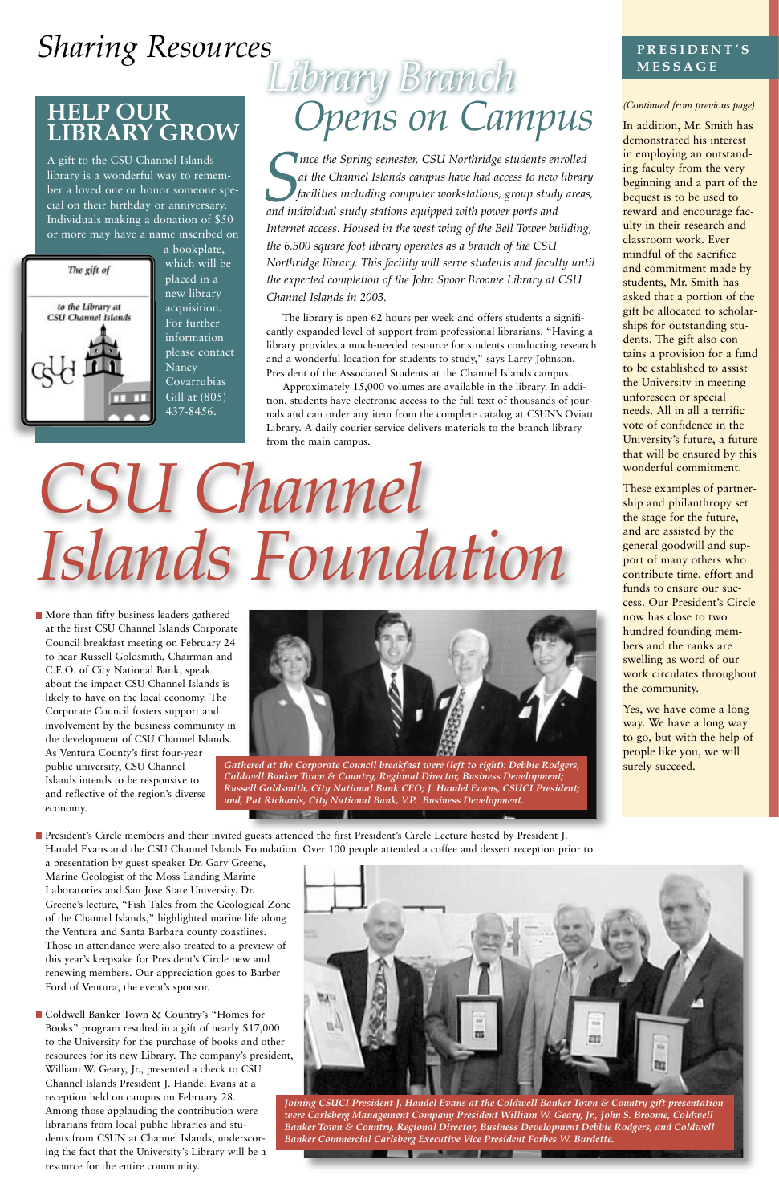# Sharing Resources

## HELP OUR LIBRARY GROW

A gift to the CSU Channel Islands library is a wonderful way to remember a loved one or honor someone special on their birthday or anniversary. Individuals making a donation of $50 or more may have a name inscribed on a bookplate, which will be placed in a new library acquisition. For further information please contact Nancy Covarrubias Gill at (805) 437-8456.

The gift of

to the Library at CSU Channel Islands

## Library Branch Opens on Campus

*Since the Spring semester, CSU Northridge students enrolled at the Channel Islands campus have had access to new library facilities including computer workstations, group study areas, and individual study stations equipped with power ports and Internet access. Housed in the west wing of the Bell Tower building, the 6,500 square foot library operates as a branch of the CSU Northridge library. This facility will serve students and faculty until the expected completion of the John Spoor Broome Library at CSU Channel Islands in 2003.*

The library is open 62 hours per week and offers students a significantly expanded level of support from professional librarians. "Having a library provides a much-needed resource for students conducting research and a wonderful location for students to study," says Larry Johnson, President of the Associated Students at the Channel Islands campus.

Approximately 15,000 volumes are available in the library. In addition, students have electronic access to the full text of thousands of journals and can order any item from the complete catalog at CSUN's Oviatt Library. A daily courier service delivers materials to the branch library from the main campus.

## PRESIDENT'S MESSAGE

*(Continued from previous page)*

In addition, Mr. Smith has demonstrated his interest in employing an outstanding faculty from the very beginning and a part of the bequest is to be used to reward and encourage faculty in their research and classroom work. Ever mindful of the sacrifice and commitment made by students, Mr. Smith has asked that a portion of the gift be allocated to scholarships for outstanding students. The gift also contains a provision for a fund to be established to assist the University in meeting unforeseen or special needs. All in all a terrific vote of confidence in the University's future, a future that will be ensured by this wonderful commitment.

These examples of partnership and philanthropy set the stage for the future, and are assisted by the general goodwill and support of many others who contribute time, effort and funds to ensure our success. Our President's Circle now has close to two hundred founding members and the ranks are swelling as word of our work circulates throughout the community.

Yes, we have come a long way. We have a long way to go, but with the help of people like you, we will surely succeed.

# CSU Channel Islands Foundation

- More than fifty business leaders gathered at the first CSU Channel Islands Corporate Council breakfast meeting on February 24 to hear Russell Goldsmith, Chairman and C.E.O. of City National Bank, speak about the impact CSU Channel Islands is likely to have on the local economy. The Corporate Council fosters support and involvement by the business community in the development of CSU Channel Islands. As Ventura County's first four-year public university, CSU Channel Islands intends to be responsive to and reflective of the region's diverse economy.

*Gathered at the Corporate Council breakfast were (left to right): Debbie Rodgers, Coldwell Banker Town & Country, Regional Director, Business Development; Russell Goldsmith, City National Bank CEO; J. Handel Evans, CSUCI President; and, Pat Richards, City National Bank, V.P. Business Development.*

- President's Circle members and their invited guests attended the first President's Circle Lecture hosted by President J. Handel Evans and the CSU Channel Islands Foundation. Over 100 people attended a coffee and dessert reception prior to a presentation by guest speaker Dr. Gary Greene, Marine Geologist of the Moss Landing Marine Laboratories and San Jose State University. Dr. Greene's lecture, "Fish Tales from the Geological Zone of the Channel Islands," highlighted marine life along the Ventura and Santa Barbara county coastlines. Those in attendance were also treated to a preview of this year's keepsake for President's Circle new and renewing members. Our appreciation goes to Barber Ford of Ventura, the event's sponsor.

- Coldwell Banker Town & Country's "Homes for Books" program resulted in a gift of nearly $17,000 to the University for the purchase of books and other resources for its new Library. The company's president, William W. Geary, Jr., presented a check to CSU Channel Islands President J. Handel Evans at a reception held on campus on February 28. Among those applauding the contribution were librarians from local public libraries and students from CSUN at Channel Islands, underscoring the fact that the University's Library will be a resource for the entire community.

*Joining CSUCI President J. Handel Evans at the Coldwell Banker Town & Country gift presentation were Carlsberg Management Company President William W. Geary, Jr., John S. Broome, Coldwell Banker Town & Country, Regional Director, Business Development Debbie Rodgers, and Coldwell Banker Commercial Carlsberg Executive Vice President Forbes W. Burdette.*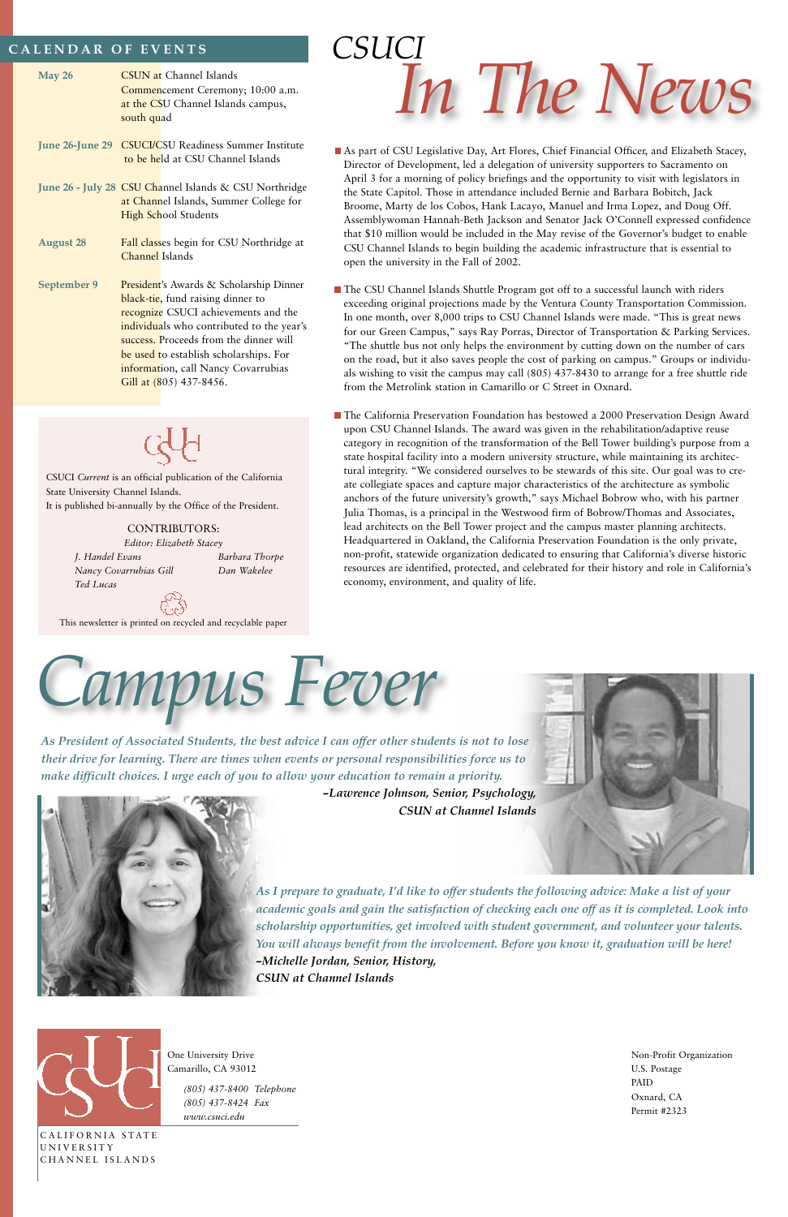## CALENDAR OF EVENTS

| | |
|---|---|
| May 26 | CSUN at Channel Islands Commencement Ceremony; 10:00 a.m. at the CSU Channel Islands campus, south quad |
| June 26-June 29 | CSUCI/CSU Readiness Summer Institute to be held at CSU Channel Islands |
| June 26 - July 28 | CSU Channel Islands & CSU Northridge at Channel Islands, Summer College for High School Students |
| August 28 | Fall classes begin for CSU Northridge at Channel Islands |
| September 9 | President's Awards & Scholarship Dinner black-tie, fund raising dinner to recognize CSUCI achievements and the individuals who contributed to the year's success. Proceeds from the dinner will be used to establish scholarships. For information, call Nancy Covarrubias Gill at (805) 437-8456. |

CSUCI *Current* is an official publication of the California State University Channel Islands.
It is published bi-annually by the Office of the President.

CONTRIBUTORS:

*Editor: Elizabeth Stacey*

*J. Handel Evans*
*Nancy Covarrubias Gill*
*Ted Lucas*
*Barbara Thorpe*
*Dan Wakelee*

This newsletter is printed on recycled and recyclable paper

# CSUCI *In The News*

- As part of CSU Legislative Day, Art Flores, Chief Financial Officer, and Elizabeth Stacey, Director of Development, led a delegation of university supporters to Sacramento on April 3 for a morning of policy briefings and the opportunity to visit with legislators in the State Capitol. Those in attendance included Bernie and Barbara Bobitch, Jack Broome, Marty de los Cobos, Hank Lacayo, Manuel and Irma Lopez, and Doug Off. Assemblywoman Hannah-Beth Jackson and Senator Jack O'Connell expressed confidence that $10 million would be included in the May revise of the Governor's budget to enable CSU Channel Islands to begin building the academic infrastructure that is essential to open the university in the Fall of 2002.

- The CSU Channel Islands Shuttle Program got off to a successful launch with riders exceeding original projections made by the Ventura County Transportation Commission. In one month, over 8,000 trips to CSU Channel Islands were made. "This is great news for our Green Campus," says Ray Porras, Director of Transportation & Parking Services. "The shuttle bus not only helps the environment by cutting down on the number of cars on the road, but it also saves people the cost of parking on campus." Groups or individuals wishing to visit the campus may call (805) 437-8430 to arrange for a free shuttle ride from the Metrolink station in Camarillo or C Street in Oxnard.

- The California Preservation Foundation has bestowed a 2000 Preservation Design Award upon CSU Channel Islands. The award was given in the rehabilitation/adaptive reuse category in recognition of the transformation of the Bell Tower building's purpose from a state hospital facility into a modern university structure, while maintaining its architectural integrity. "We considered ourselves to be stewards of this site. Our goal was to create collegiate spaces and capture major characteristics of the architecture as symbolic anchors of the future university's growth," says Michael Bobrow who, with his partner Julia Thomas, is a principal in the Westwood firm of Bobrow/Thomas and Associates, lead architects on the Bell Tower project and the campus master planning architects. Headquartered in Oakland, the California Preservation Foundation is the only private, non-profit, statewide organization dedicated to ensuring that California's diverse historic resources are identified, protected, and celebrated for their history and role in California's economy, environment, and quality of life.

# *Campus Fever*

*As President of Associated Students, the best advice I can offer other students is not to lose their drive for learning. There are times when events or personal responsibilities force us to make difficult choices. I urge each of you to allow your education to remain a priority.*

***–Lawrence Johnson, Senior, Psychology, CSUN at Channel Islands***

*As I prepare to graduate, I'd like to offer students the following advice: Make a list of your academic goals and gain the satisfaction of checking each one off as it is completed. Look into scholarship opportunities, get involved with student government, and volunteer your talents. You will always benefit from the involvement. Before you know it, graduation will be here!*

***–Michelle Jordan, Senior, History, CSUN at Channel Islands***

CALIFORNIA STATE UNIVERSITY CHANNEL ISLANDS

One University Drive
Camarillo, CA 93012

*(805) 437-8400 Telephone*
*(805) 437-8424 Fax*
*www.csuci.edu*

Non-Profit Organization
U.S. Postage
PAID
Oxnard, CA
Permit #2323